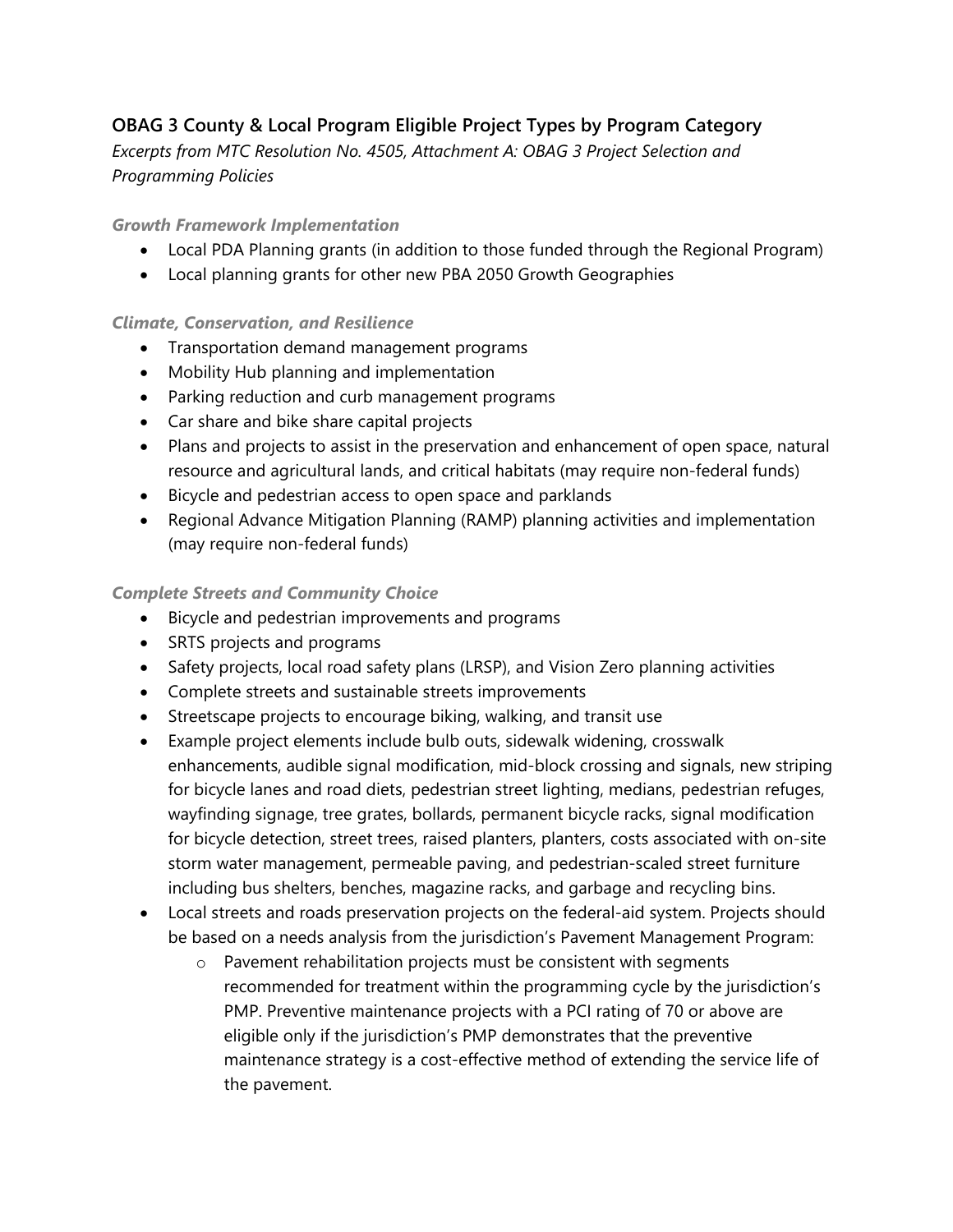## OBAG 3 County & Local Program Eligible Project Types by Program Category

*Excerpts from MTC Resolution No. 4505, Attachment A: OBAG 3 Project Selection and Programming Policies*

### *Growth Framework Implementation*

- Local PDA Planning grants (in addition to those funded through the Regional Program)
- Local planning grants for other new PBA 2050 Growth Geographies

### *Climate, Conservation, and Resilience*

- Transportation demand management programs
- Mobility Hub planning and implementation
- Parking reduction and curb management programs
- Car share and bike share capital projects
- Plans and projects to assist in the preservation and enhancement of open space, natural resource and agricultural lands, and critical habitats (may require non-federal funds)
- Bicycle and pedestrian access to open space and parklands
- Regional Advance Mitigation Planning (RAMP) planning activities and implementation (may require non-federal funds)

### *Complete Streets and Community Choice*

- Bicycle and pedestrian improvements and programs
- SRTS projects and programs
- Safety projects, local road safety plans (LRSP), and Vision Zero planning activities
- Complete streets and sustainable streets improvements
- Streetscape projects to encourage biking, walking, and transit use
- Example project elements include bulb outs, sidewalk widening, crosswalk enhancements, audible signal modification, mid-block crossing and signals, new striping for bicycle lanes and road diets, pedestrian street lighting, medians, pedestrian refuges, wayfinding signage, tree grates, bollards, permanent bicycle racks, signal modification for bicycle detection, street trees, raised planters, planters, costs associated with on-site storm water management, permeable paving, and pedestrian-scaled street furniture including bus shelters, benches, magazine racks, and garbage and recycling bins.
- Local streets and roads preservation projects on the federal-aid system. Projects should be based on a needs analysis from the jurisdiction's Pavement Management Program:
  - Pavement rehabilitation projects must be consistent with segments recommended for treatment within the programming cycle by the jurisdiction's PMP. Preventive maintenance projects with a PCI rating of 70 or above are eligible only if the jurisdiction's PMP demonstrates that the preventive maintenance strategy is a cost-effective method of extending the service life of the pavement.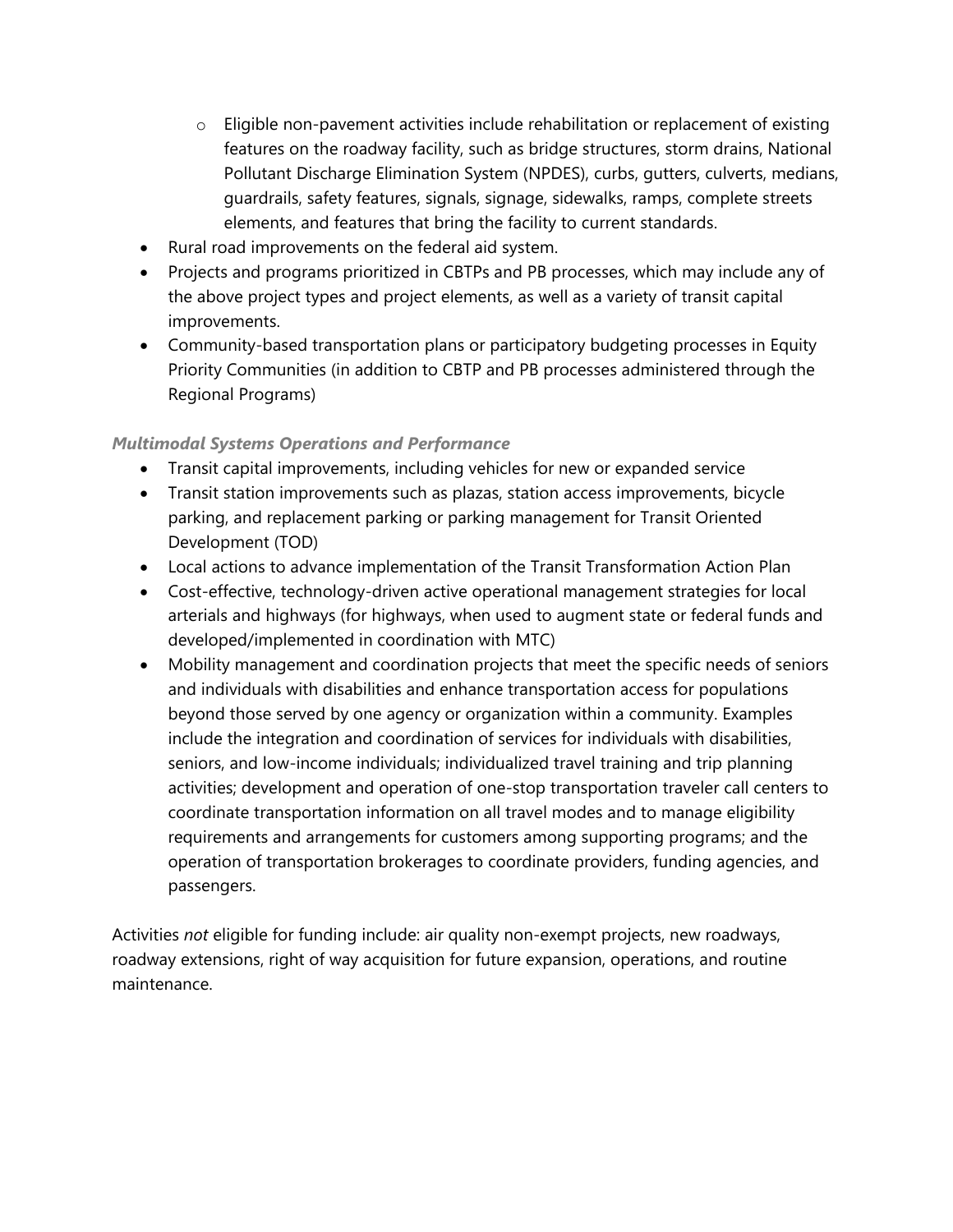- Eligible non-pavement activities include rehabilitation or replacement of existing features on the roadway facility, such as bridge structures, storm drains, National Pollutant Discharge Elimination System (NPDES), curbs, gutters, culverts, medians, guardrails, safety features, signals, signage, sidewalks, ramps, complete streets elements, and features that bring the facility to current standards.
- Rural road improvements on the federal aid system.
- Projects and programs prioritized in CBTPs and PB processes, which may include any of the above project types and project elements, as well as a variety of transit capital improvements.
- Community-based transportation plans or participatory budgeting processes in Equity Priority Communities (in addition to CBTP and PB processes administered through the Regional Programs)

***Multimodal Systems Operations and Performance***

- Transit capital improvements, including vehicles for new or expanded service
- Transit station improvements such as plazas, station access improvements, bicycle parking, and replacement parking or parking management for Transit Oriented Development (TOD)
- Local actions to advance implementation of the Transit Transformation Action Plan
- Cost-effective, technology-driven active operational management strategies for local arterials and highways (for highways, when used to augment state or federal funds and developed/implemented in coordination with MTC)
- Mobility management and coordination projects that meet the specific needs of seniors and individuals with disabilities and enhance transportation access for populations beyond those served by one agency or organization within a community. Examples include the integration and coordination of services for individuals with disabilities, seniors, and low-income individuals; individualized travel training and trip planning activities; development and operation of one-stop transportation traveler call centers to coordinate transportation information on all travel modes and to manage eligibility requirements and arrangements for customers among supporting programs; and the operation of transportation brokerages to coordinate providers, funding agencies, and passengers.

Activities *not* eligible for funding include: air quality non-exempt projects, new roadways, roadway extensions, right of way acquisition for future expansion, operations, and routine maintenance.